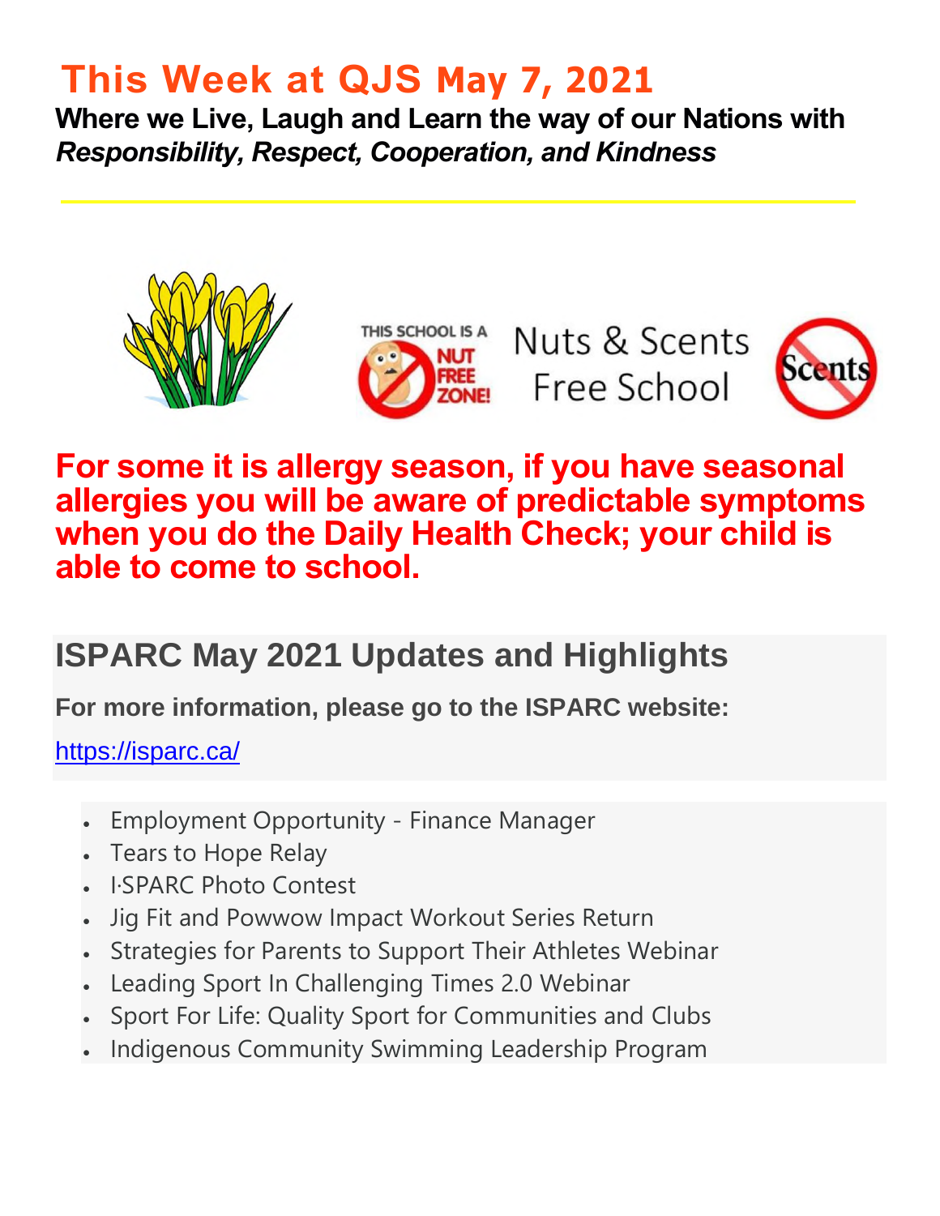# This Week at QJS May 7, 2021

**Where we Live, Laugh and Learn the way of our Nations with *Responsibility, Respect, Cooperation, and Kindness***

THIS SCHOOL IS A NUT FREE ZONE!

Nuts & Scents Free School

**For some it is allergy season, if you have seasonal allergies you will be aware of predictable symptoms when you do the Daily Health Check; your child is able to come to school.**

## ISPARC May 2021 Updates and Highlights

**For more information, please go to the ISPARC website:**

https://isparc.ca/

- Employment Opportunity - Finance Manager
- Tears to Hope Relay
- I·SPARC Photo Contest
- Jig Fit and Powwow Impact Workout Series Return
- Strategies for Parents to Support Their Athletes Webinar
- Leading Sport In Challenging Times 2.0 Webinar
- Sport For Life: Quality Sport for Communities and Clubs
- Indigenous Community Swimming Leadership Program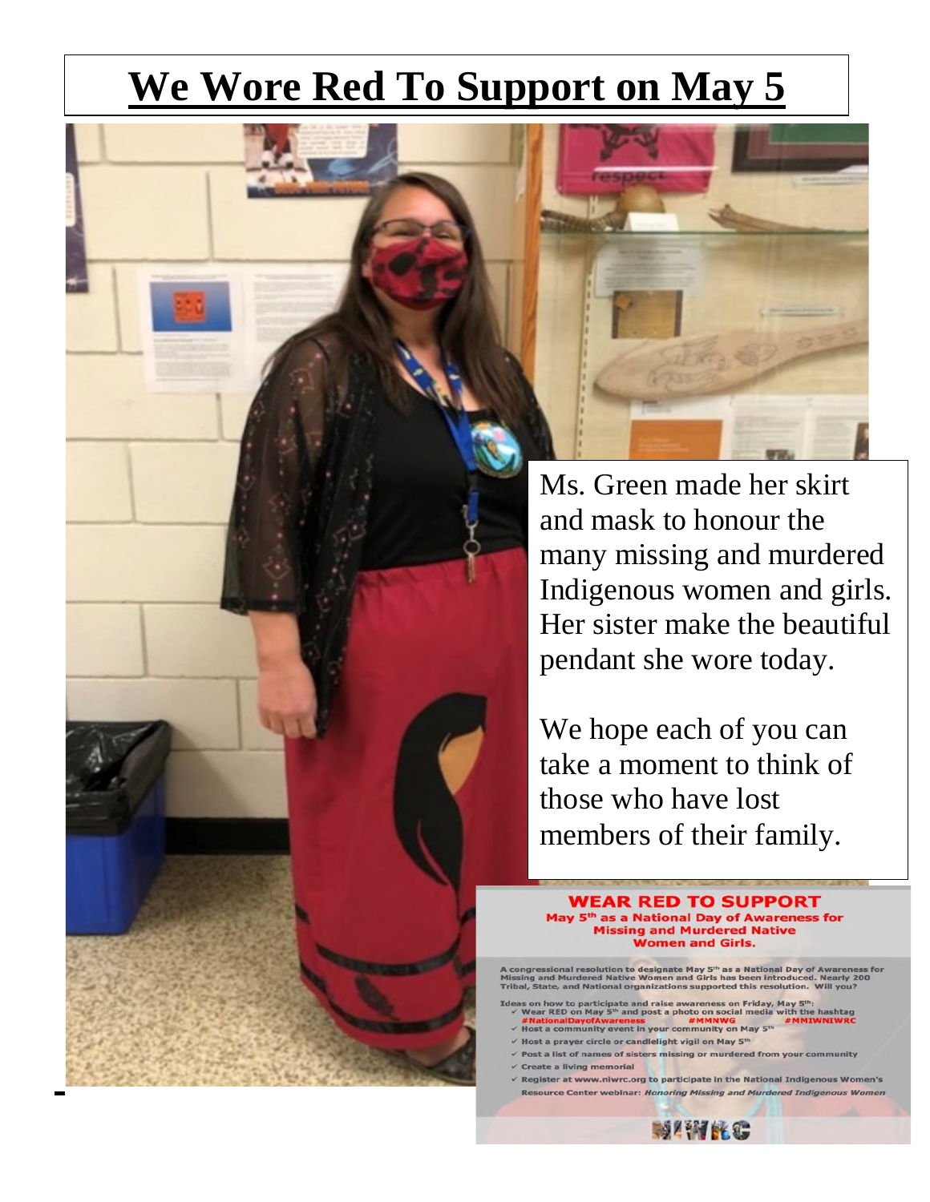# We Wore Red To Support on May 5

Ms. Green made her skirt and mask to honour the many missing and murdered Indigenous women and girls. Her sister make the beautiful pendant she wore today.

We hope each of you can take a moment to think of those who have lost members of their family.

**WEAR RED TO SUPPORT**
**May 5th as a National Day of Awareness for Missing and Murdered Native Women and Girls.**

A congressional resolution to designate May 5th as a National Day of Awareness for Missing and Murdered Native Women and Girls has been introduced. Nearly 200 Tribal, State, and National organizations supported this resolution. Will you?

Ideas on how to participate and raise awareness on Friday, May 5th:

- ✓ Wear RED on May 5th and post a photo on social media with the hashtag #NationalDayofAwareness #MMNWG #MMIWNIWRC
- ✓ Host a community event in your community on May 5th
- ✓ Host a prayer circle or candlelight vigil on May 5th
- ✓ Post a list of names of sisters missing or murdered from your community
- ✓ Create a living memorial
- ✓ Register at www.niwrc.org to participate in the National Indigenous Women's Resource Center webinar: *Honoring Missing and Murdered Indigenous Women*

NIWRC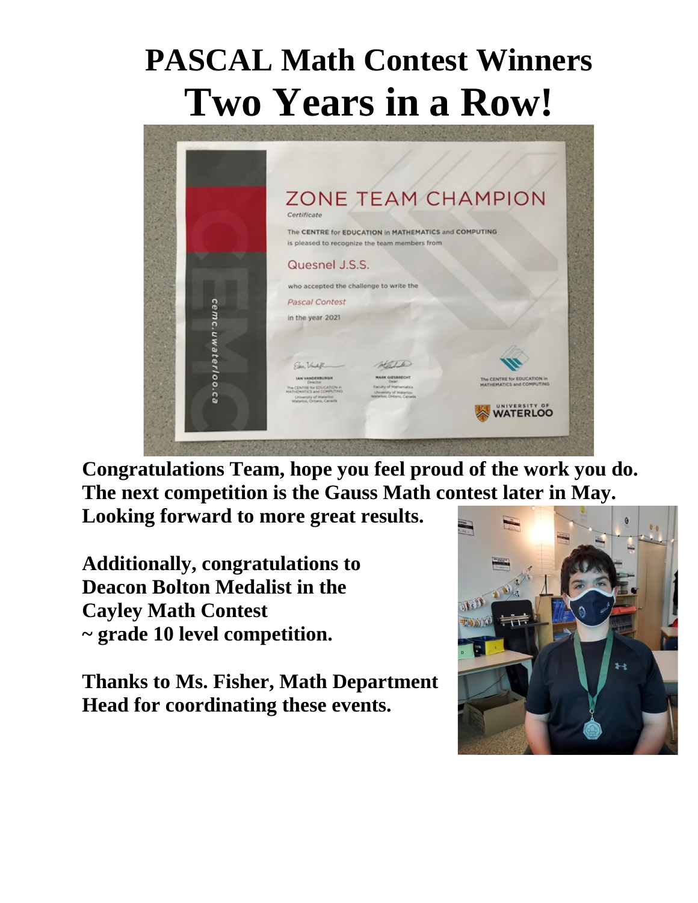# PASCAL Math Contest Winners
# Two Years in a Row!

**Congratulations Team, hope you feel proud of the work you do. The next competition is the Gauss Math contest later in May. Looking forward to more great results.**

**Additionally, congratulations to Deacon Bolton Medalist in the Cayley Math Contest ~ grade 10 level competition.**

**Thanks to Ms. Fisher, Math Department Head for coordinating these events.**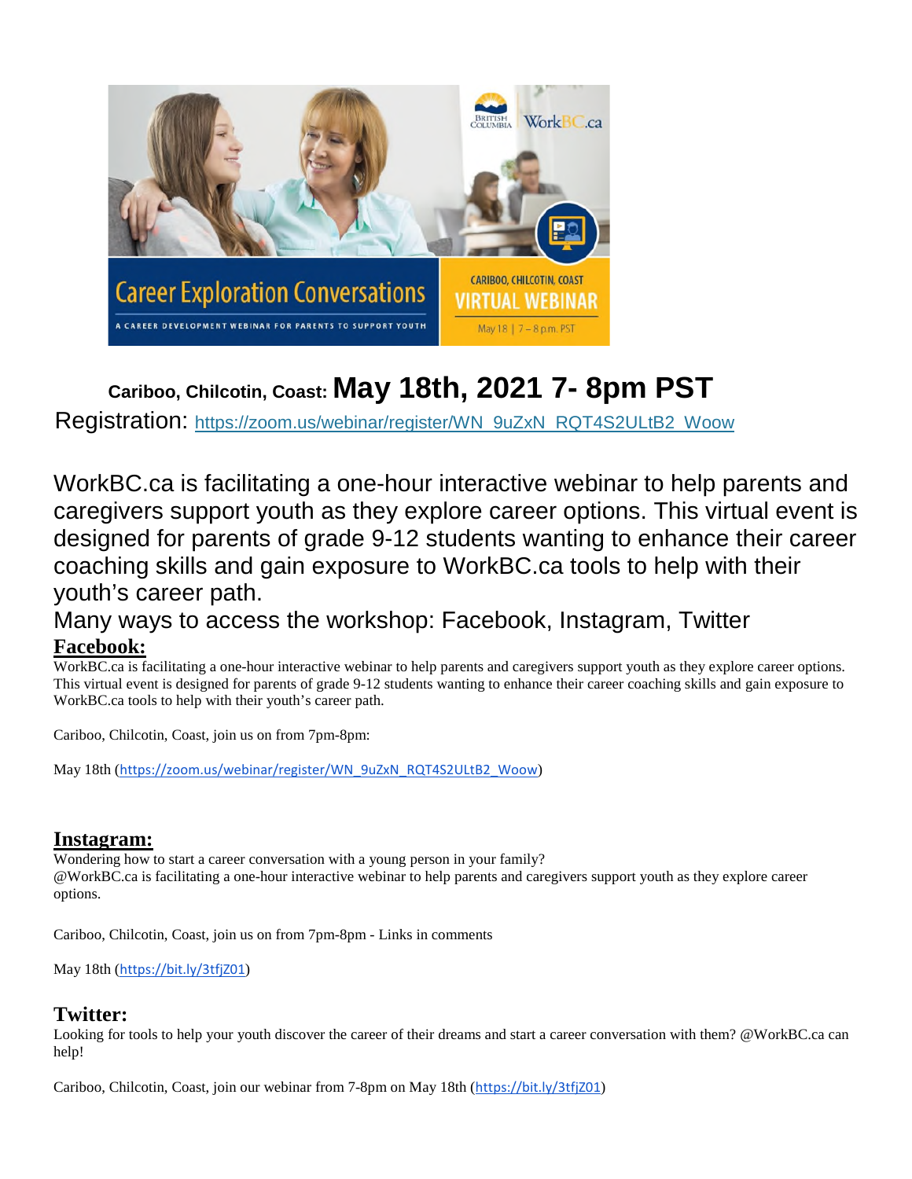**Cariboo, Chilcotin, Coast: May 18th, 2021 7- 8pm PST**

Registration: https://zoom.us/webinar/register/WN_9uZxN_RQT4S2ULtB2_Woow

WorkBC.ca is facilitating a one-hour interactive webinar to help parents and caregivers support youth as they explore career options. This virtual event is designed for parents of grade 9-12 students wanting to enhance their career coaching skills and gain exposure to WorkBC.ca tools to help with their youth's career path.

Many ways to access the workshop: Facebook, Instagram, Twitter

## Facebook:

WorkBC.ca is facilitating a one-hour interactive webinar to help parents and caregivers support youth as they explore career options. This virtual event is designed for parents of grade 9-12 students wanting to enhance their career coaching skills and gain exposure to WorkBC.ca tools to help with their youth's career path.

Cariboo, Chilcotin, Coast, join us on from 7pm-8pm:

May 18th (https://zoom.us/webinar/register/WN_9uZxN_RQT4S2ULtB2_Woow)

## Instagram:

Wondering how to start a career conversation with a young person in your family?
@WorkBC.ca is facilitating a one-hour interactive webinar to help parents and caregivers support youth as they explore career options.

Cariboo, Chilcotin, Coast, join us on from 7pm-8pm - Links in comments

May 18th (https://bit.ly/3tfjZ01)

## Twitter:

Looking for tools to help your youth discover the career of their dreams and start a career conversation with them? @WorkBC.ca can help!

Cariboo, Chilcotin, Coast, join our webinar from 7-8pm on May 18th (https://bit.ly/3tfjZ01)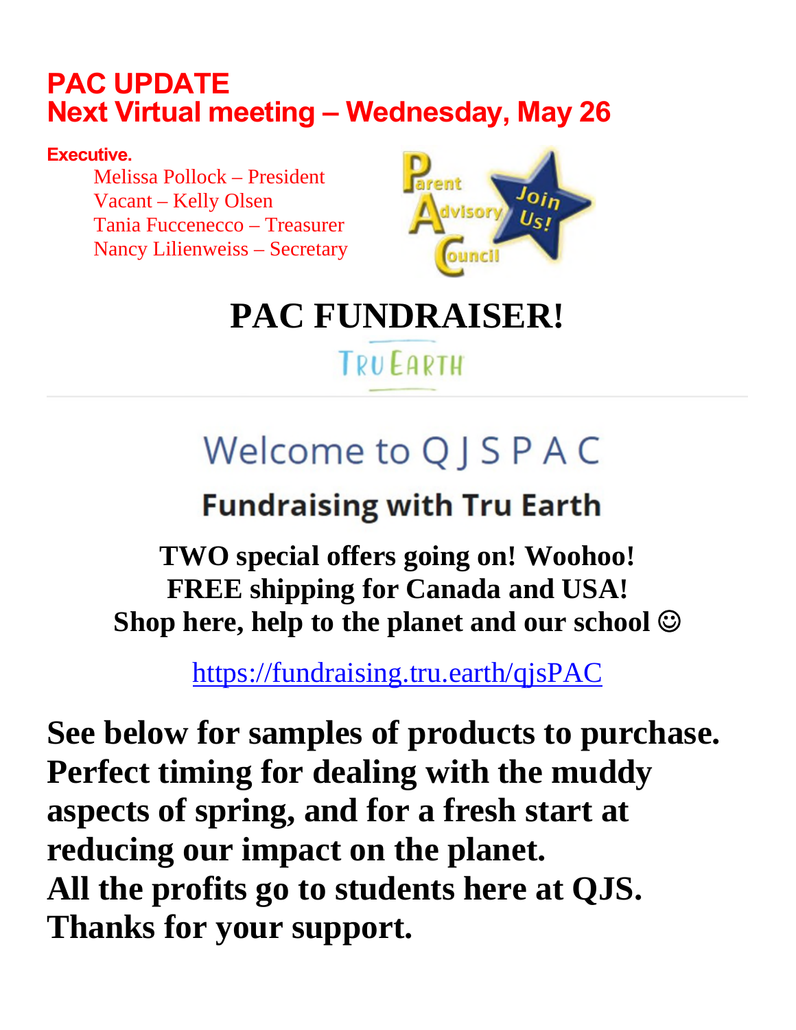# PAC UPDATE
# Next Virtual meeting – Wednesday, May 26

**Executive.**

Melissa Pollock – President
Vacant – Kelly Olsen
Tania Fuccenecco – Treasurer
Nancy Lilienweiss – Secretary

Parent Advisory Council — Join Us!

# PAC FUNDRAISER!

TRU EARTH

## Welcome to Q J S P A C

### Fundraising with Tru Earth

**TWO special offers going on! Woohoo!**
**FREE shipping for Canada and USA!**
**Shop here, help to the planet and our school ☺**

https://fundraising.tru.earth/qjsPAC

**See below for samples of products to purchase. Perfect timing for dealing with the muddy aspects of spring, and for a fresh start at reducing our impact on the planet.**
**All the profits go to students here at QJS.**
**Thanks for your support.**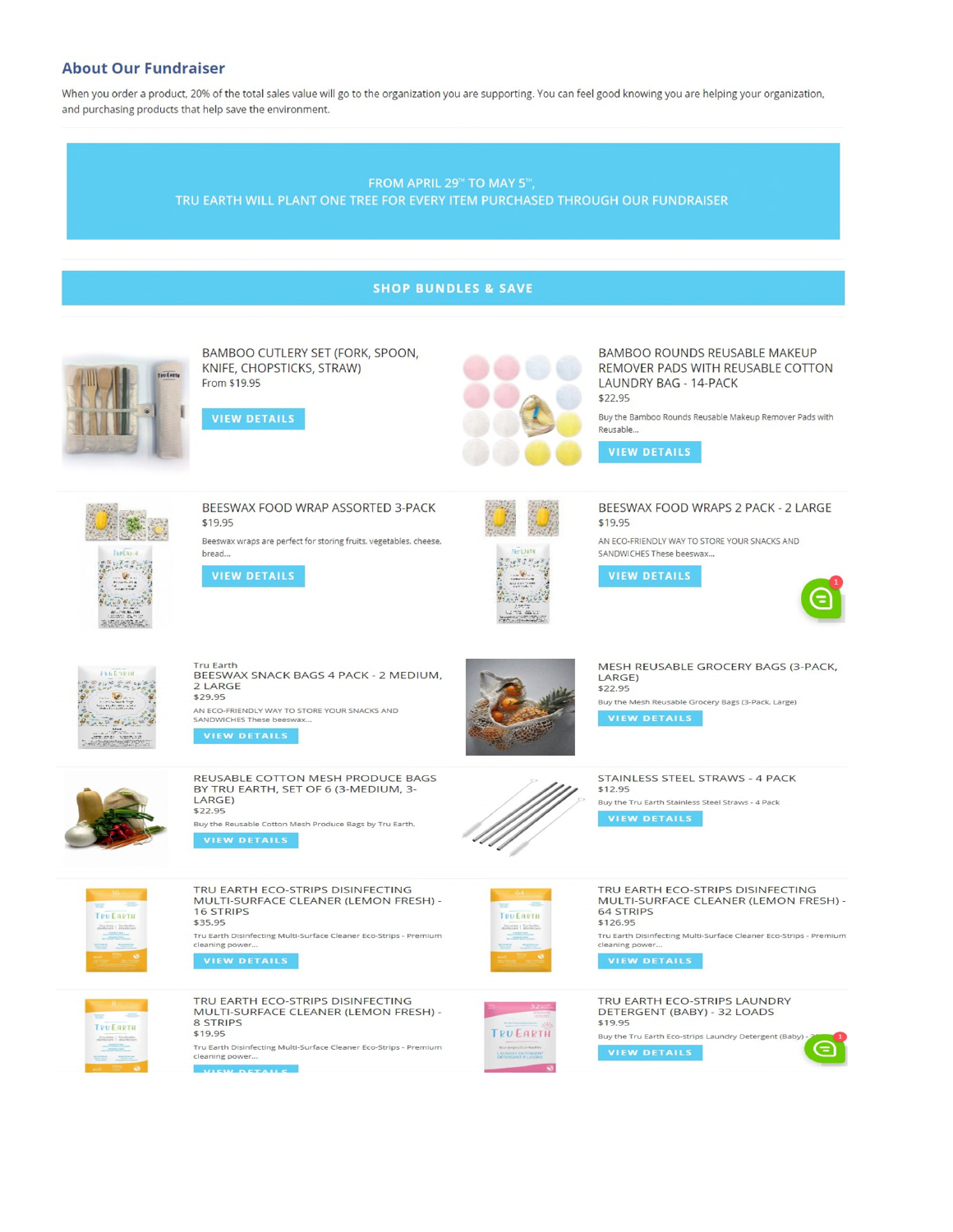## About Our Fundraiser

When you order a product, 20% of the total sales value will go to the organization you are supporting. You can feel good knowing you are helping your organization, and purchasing products that help save the environment.

FROM APRIL 29TH TO MAY 5TH,
TRU EARTH WILL PLANT ONE TREE FOR EVERY ITEM PURCHASED THROUGH OUR FUNDRAISER

**SHOP BUNDLES & SAVE**

BAMBOO CUTLERY SET (FORK, SPOON, KNIFE, CHOPSTICKS, STRAW)
From $19.95

VIEW DETAILS

BAMBOO ROUNDS REUSABLE MAKEUP REMOVER PADS WITH REUSABLE COTTON LAUNDRY BAG - 14-PACK
$22.95

Buy the Bamboo Rounds Reusable Makeup Remover Pads with Reusable...

VIEW DETAILS

BEESWAX FOOD WRAP ASSORTED 3-PACK
$19.95

Beeswax wraps are perfect for storing fruits, vegetables, cheese, bread...

VIEW DETAILS

BEESWAX FOOD WRAPS 2 PACK - 2 LARGE
$19.95

AN ECO-FRIENDLY WAY TO STORE YOUR SNACKS AND SANDWICHES These beeswax...

VIEW DETAILS

Tru Earth
BEESWAX SNACK BAGS 4 PACK - 2 MEDIUM, 2 LARGE
$29.95

AN ECO-FRIENDLY WAY TO STORE YOUR SNACKS AND SANDWICHES These beeswax...

VIEW DETAILS

MESH REUSABLE GROCERY BAGS (3-PACK, LARGE)
$22.95

Buy the Mesh Reusable Grocery Bags (3-Pack, Large)

VIEW DETAILS

REUSABLE COTTON MESH PRODUCE BAGS BY TRU EARTH, SET OF 6 (3-MEDIUM, 3-LARGE)
$22.95

Buy the Reusable Cotton Mesh Produce Bags by Tru Earth,

VIEW DETAILS

STAINLESS STEEL STRAWS - 4 PACK
$12.95

Buy the Tru Earth Stainless Steel Straws - 4 Pack

VIEW DETAILS

TRU EARTH ECO-STRIPS DISINFECTING MULTI-SURFACE CLEANER (LEMON FRESH) - 16 STRIPS
$35.95

Tru Earth Disinfecting Multi-Surface Cleaner Eco-Strips - Premium cleaning power...

VIEW DETAILS

TRU EARTH ECO-STRIPS DISINFECTING MULTI-SURFACE CLEANER (LEMON FRESH) - 64 STRIPS
$126.95

Tru Earth Disinfecting Multi-Surface Cleaner Eco-Strips - Premium cleaning power...

VIEW DETAILS

TRU EARTH ECO-STRIPS DISINFECTING MULTI-SURFACE CLEANER (LEMON FRESH) - 8 STRIPS
$19.95

Tru Earth Disinfecting Multi-Surface Cleaner Eco-Strips - Premium cleaning power...

VIEW DETAILS

TRU EARTH ECO-STRIPS LAUNDRY DETERGENT (BABY) - 32 LOADS
$19.95

Buy the Tru Earth Eco-strips Laundry Detergent (Baby) -...

VIEW DETAILS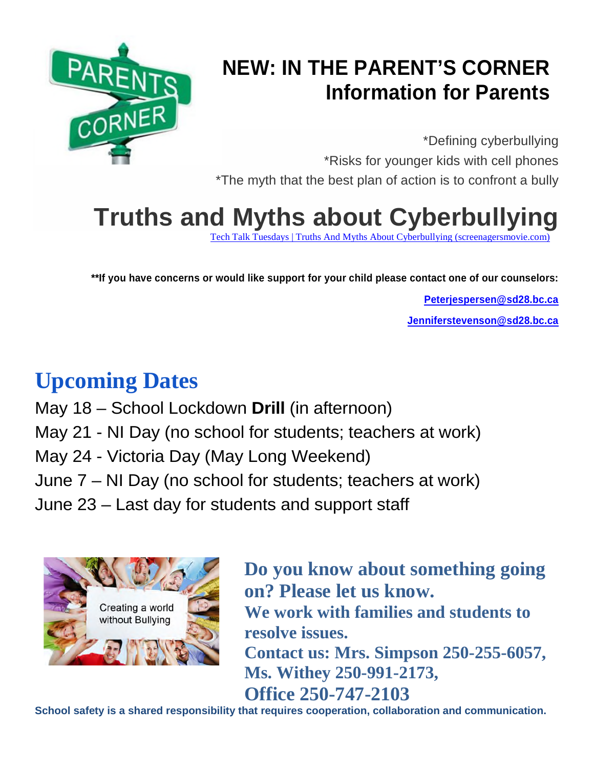# NEW: IN THE PARENT'S CORNER
## Information for Parents

*Defining cyberbullying

*Risks for younger kids with cell phones

*The myth that the best plan of action is to confront a bully

# Truths and Myths about Cyberbullying

[Tech Talk Tuesdays | Truths And Myths About Cyberbullying (screenagersmovie.com)](screenagersmovie.com)

****If you have concerns or would like support for your child please contact one of our counselors:**

**Peterjespersen@sd28.bc.ca**

**Jenniferstevenson@sd28.bc.ca**

## Upcoming Dates

May 18 – School Lockdown **Drill** (in afternoon)

May 21 - NI Day (no school for students; teachers at work)

May 24 - Victoria Day (May Long Weekend)

June 7 – NI Day (no school for students; teachers at work)

June 23 – Last day for students and support staff

Creating a world without Bullying

**Do you know about something going on? Please let us know.**

**We work with families and students to resolve issues.**

**Contact us: Mrs. Simpson 250-255-6057, Ms. Withey 250-991-2173, Office 250-747-2103**

**School safety is a shared responsibility that requires cooperation, collaboration and communication.**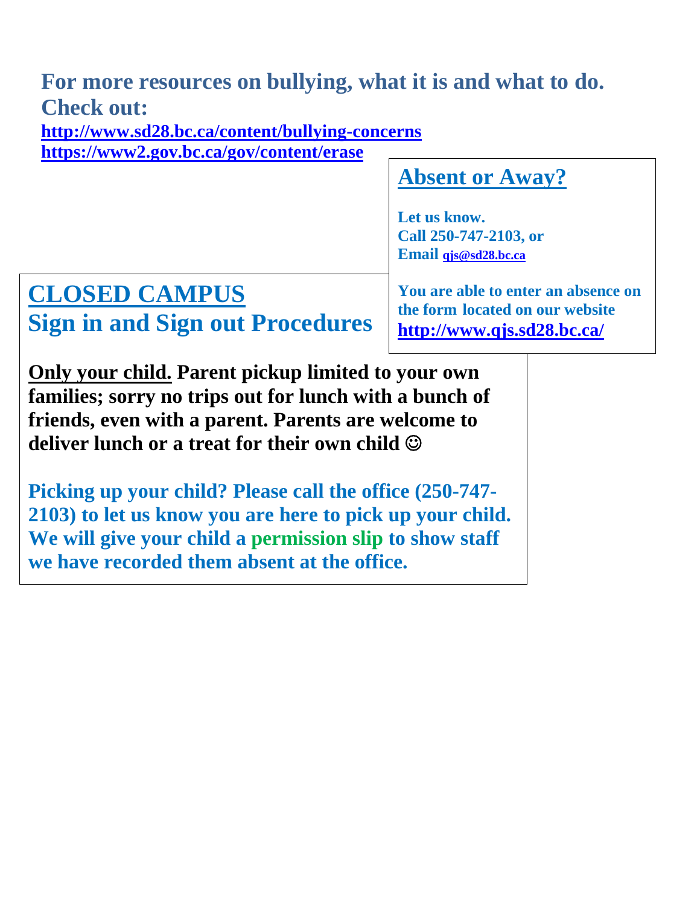**For more resources on bullying, what it is and what to do. Check out:**

**http://www.sd28.bc.ca/content/bullying-concerns**
**https://www2.gov.bc.ca/gov/content/erase**

## Absent or Away?

**Let us know.**
**Call 250-747-2103, or**
**Email qjs@sd28.bc.ca**

**You are able to enter an absence on the form located on our website**
**http://www.qjs.sd28.bc.ca/**

## CLOSED CAMPUS
## Sign in and Sign out Procedures

**Only your child. Parent pickup limited to your own families; sorry no trips out for lunch with a bunch of friends, even with a parent. Parents are welcome to deliver lunch or a treat for their own child ☺**

**Picking up your child? Please call the office (250-747-2103) to let us know you are here to pick up your child. We will give your child a permission slip to show staff we have recorded them absent at the office.**